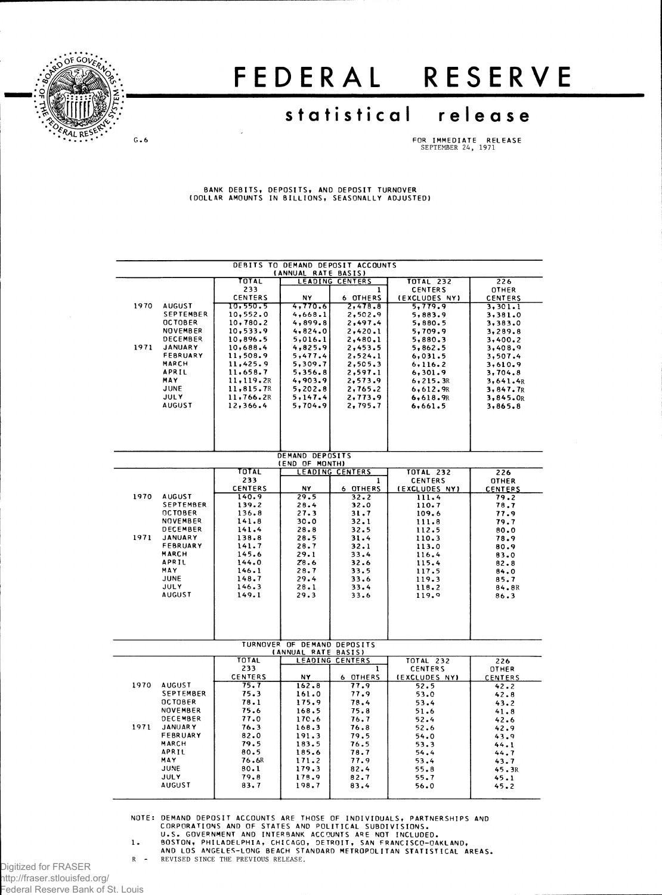# FEDERAL RESERVE

## statistical release

G.6

FOR IMMEDIATE RELEASE
SEPTEMBER 24, 1971

BANK DEBITS, DEPOSITS, AND DEPOSIT TURNOVER
(DOLLAR AMOUNTS IN BILLIONS, SEASONALLY ADJUSTED)

**DEBITS TO DEMAND DEPOSIT ACCOUNTS (ANNUAL RATE BASIS)**

| | | TOTAL 233 CENTERS | LEADING CENTERS | | TOTAL 232 CENTERS (EXCLUDES NY) | 226 OTHER CENTERS |
|---|---|---|---|---|---|---|
| | | | NY | 6 OTHERS [1] | | |
| 1970 | AUGUST | 10,550.5 | 4,770.6 | 2,478.8 | 5,779.9 | 3,301.1 |
| | SEPTEMBER | 10,552.0 | 4,668.1 | 2,502.9 | 5,883.9 | 3,381.0 |
| | OCTOBER | 10,780.2 | 4,899.8 | 2,497.4 | 5,880.5 | 3,383.0 |
| | NOVEMBER | 10,533.9 | 4,824.0 | 2,420.1 | 5,709.9 | 3,289.8 |
| | DECEMBER | 10,896.5 | 5,016.1 | 2,480.1 | 5,880.3 | 3,400.2 |
| 1971 | JANUARY | 10,688.4 | 4,825.9 | 2,453.5 | 5,862.5 | 3,408.9 |
| | FEBRUARY | 11,508.9 | 5,477.4 | 2,524.1 | 6,031.5 | 3,507.4 |
| | MARCH | 11,425.9 | 5,309.7 | 2,505.3 | 6,116.2 | 3,610.9 |
| | APRIL | 11,658.7 | 5,356.8 | 2,597.1 | 6,301.9 | 3,704.8 |
| | MAY | 11,119.2R | 4,903.9 | 2,573.9 | 6,215.3R | 3,641.4R |
| | JUNE | 11,815.7R | 5,202.8 | 2,765.2 | 6,612.9R | 3,847.7R |
| | JULY | 11,766.2R | 5,147.4 | 2,773.9 | 6,618.9R | 3,845.0R |
| | AUGUST | 12,366.4 | 5,704.9 | 2,795.7 | 6,661.5 | 3,865.8 |

**DEMAND DEPOSITS (END OF MONTH)**

| | | TOTAL 233 CENTERS | LEADING CENTERS | | TOTAL 232 CENTERS (EXCLUDES NY) | 226 OTHER CENTERS |
|---|---|---|---|---|---|---|
| | | | NY | 6 OTHERS [1] | | |
| 1970 | AUGUST | 140.9 | 29.5 | 32.2 | 111.4 | 79.2 |
| | SEPTEMBER | 139.2 | 28.4 | 32.0 | 110.7 | 78.7 |
| | OCTOBER | 136.8 | 27.3 | 31.7 | 109.6 | 77.9 |
| | NOVEMBER | 141.8 | 30.0 | 32.1 | 111.8 | 79.7 |
| | DECEMBER | 141.4 | 28.8 | 32.5 | 112.5 | 80.0 |
| 1971 | JANUARY | 138.8 | 28.5 | 31.4 | 110.3 | 78.9 |
| | FEBRUARY | 141.7 | 28.7 | 32.1 | 113.0 | 80.9 |
| | MARCH | 145.6 | 29.1 | 33.4 | 116.4 | 83.0 |
| | APRIL | 144.0 | 28.6 | 32.6 | 115.4 | 82.8 |
| | MAY | 146.1 | 28.7 | 33.5 | 117.5 | 84.0 |
| | JUNE | 148.7 | 29.4 | 33.6 | 119.3 | 85.7 |
| | JULY | 146.3 | 28.1 | 33.4 | 118.2 | 84.8R |
| | AUGUST | 149.1 | 29.3 | 33.6 | 119.9 | 86.3 |

**TURNOVER OF DEMAND DEPOSITS (ANNUAL RATE BASIS)**

| | | TOTAL 233 CENTERS | LEADING CENTERS | | TOTAL 232 CENTERS (EXCLUDES NY) | 226 OTHER CENTERS |
|---|---|---|---|---|---|---|
| | | | NY | 6 OTHERS [1] | | |
| 1970 | AUGUST | 75.7 | 162.8 | 77.9 | 52.5 | 42.2 |
| | SEPTEMBER | 75.3 | 161.0 | 77.9 | 53.0 | 42.8 |
| | OCTOBER | 78.1 | 175.9 | 78.4 | 53.4 | 43.2 |
| | NOVEMBER | 75.6 | 168.5 | 75.8 | 51.6 | 41.8 |
| | DECEMBER | 77.0 | 170.6 | 76.7 | 52.4 | 42.6 |
| 1971 | JANUARY | 76.3 | 168.3 | 76.8 | 52.6 | 42.9 |
| | FEBRUARY | 82.0 | 191.3 | 79.5 | 54.0 | 43.9 |
| | MARCH | 79.5 | 183.5 | 76.5 | 53.3 | 44.1 |
| | APRIL | 80.5 | 185.6 | 78.7 | 54.4 | 44.7 |
| | MAY | 76.6R | 171.2 | 77.9 | 53.4 | 43.7 |
| | JUNE | 80.1 | 179.3 | 82.4 | 55.8 | 45.3R |
| | JULY | 79.8 | 178.9 | 82.7 | 55.7 | 45.1 |
| | AUGUST | 83.7 | 198.7 | 83.4 | 56.0 | 45.2 |

NOTE: DEMAND DEPOSIT ACCOUNTS ARE THOSE OF INDIVIDUALS, PARTNERSHIPS AND CORPORATIONS AND OF STATES AND POLITICAL SUBDIVISIONS. U.S. GOVERNMENT AND INTERBANK ACCOUNTS ARE NOT INCLUDED.

1. BOSTON, PHILADELPHIA, CHICAGO, DETROIT, SAN FRANCISCO-OAKLAND, AND LOS ANGELES-LONG BEACH STANDARD METROPOLITAN STATISTICAL AREAS.

R - REVISED SINCE THE PREVIOUS RELEASE.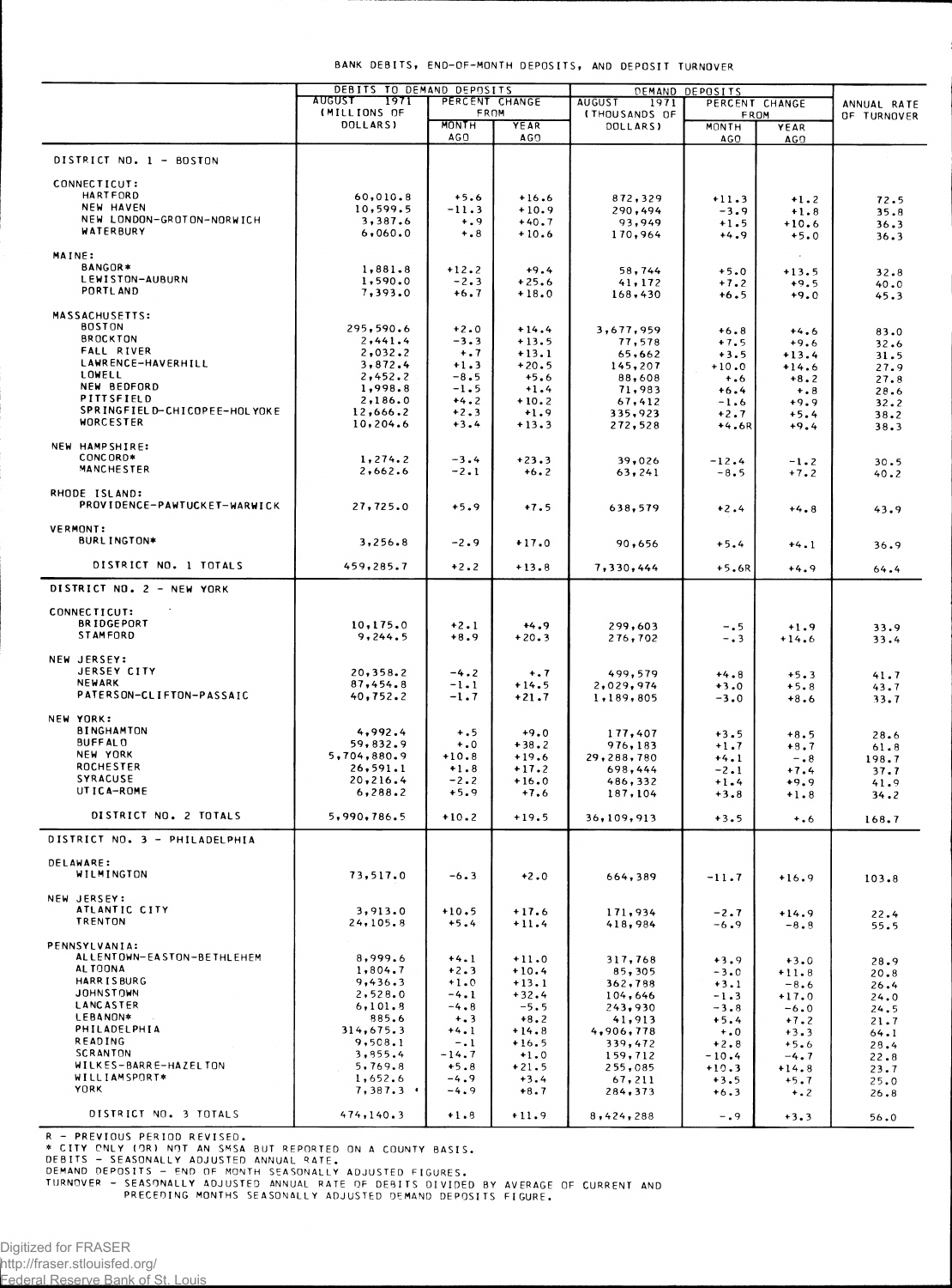BANK DEBITS, END-OF-MONTH DEPOSITS, AND DEPOSIT TURNOVER

| | DEBITS TO DEMAND DEPOSITS | | | DEMAND DEPOSITS | | | ANNUAL RATE OF TURNOVER |
|---|---|---|---|---|---|---|---|
| | AUGUST 1971 (MILLIONS OF DOLLARS) | PERCENT CHANGE FROM | | AUGUST 1971 (THOUSANDS OF DOLLARS) | PERCENT CHANGE FROM | | |
| | | MONTH AGO | YEAR AGO | | MONTH AGO | YEAR AGO | |
| DISTRICT NO. 1 - BOSTON | | | | | | | |
| CONNECTICUT: | | | | | | | |
| HARTFORD | 60,010.8 | +5.6 | +16.6 | 872,329 | +11.3 | +1.2 | 72.5 |
| NEW HAVEN | 10,599.5 | -11.3 | +10.9 | 290,494 | -3.9 | +1.8 | 35.8 |
| NEW LONDON-GROTON-NORWICH | 3,387.6 | +.9 | +40.7 | 93,949 | +1.5 | +10.6 | 36.3 |
| WATERBURY | 6,060.0 | +.8 | +10.6 | 170,964 | +4.9 | +5.0 | 36.3 |
| MAINE: | | | | | | | |
| BANGOR* | 1,881.8 | +12.2 | +9.4 | 58,744 | +5.0 | +13.5 | 32.8 |
| LEWISTON-AUBURN | 1,590.0 | -2.3 | +25.6 | 41,172 | +7.2 | +9.5 | 40.0 |
| PORTLAND | 7,393.0 | +6.7 | +18.0 | 168,430 | +6.5 | +9.0 | 45.3 |
| MASSACHUSETTS: | | | | | | | |
| BOSTON | 295,590.6 | +2.0 | +14.4 | 3,677,959 | +6.8 | +4.6 | 83.0 |
| BROCKTON | 2,441.4 | -3.3 | +13.5 | 77,578 | +7.5 | +9.6 | 32.6 |
| FALL RIVER | 2,032.2 | +.7 | +13.1 | 65,662 | +3.5 | +13.4 | 31.5 |
| LAWRENCE-HAVERHILL | 3,872.4 | +1.3 | +20.5 | 145,207 | +10.0 | +14.6 | 27.9 |
| LOWELL | 2,452.2 | -8.5 | +5.6 | 88,608 | +.6 | +8.2 | 27.8 |
| NEW BEDFORD | 1,998.8 | -1.5 | +1.4 | 71,983 | +6.4 | +.8 | 28.6 |
| PITTSFIELD | 2,186.0 | +4.2 | +10.2 | 67,412 | -1.6 | +9.9 | 32.2 |
| SPRINGFIELD-CHICOPEE-HOLYOKE | 12,666.2 | +2.3 | +1.9 | 335,923 | +2.7 | +5.4 | 38.2 |
| WORCESTER | 10,204.6 | +3.4 | +13.3 | 272,528 | +4.6R | +9.4 | 38.3 |
| NEW HAMPSHIRE: | | | | | | | |
| CONCORD* | 1,274.2 | -3.4 | +23.3 | 39,026 | -12.4 | -1.2 | 30.5 |
| MANCHESTER | 2,662.6 | -2.1 | +6.2 | 63,241 | -8.5 | +7.2 | 40.2 |
| RHODE ISLAND: | | | | | | | |
| PROVIDENCE-PAWTUCKET-WARWICK | 27,725.0 | +5.9 | +7.5 | 638,579 | +2.4 | +4.8 | 43.9 |
| VERMONT: | | | | | | | |
| BURLINGTON* | 3,256.8 | -2.9 | +17.0 | 90,656 | +5.4 | +4.1 | 36.9 |
| DISTRICT NO. 1 TOTALS | 459,285.7 | +2.2 | +13.8 | 7,330,444 | +5.6R | +4.9 | 64.4 |
| DISTRICT NO. 2 - NEW YORK | | | | | | | |
| CONNECTICUT: | | | | | | | |
| BRIDGEPORT | 10,175.0 | +2.1 | +4.9 | 299,603 | -.5 | +1.9 | 33.9 |
| STAMFORD | 9,244.5 | +8.9 | +20.3 | 276,702 | -.3 | +14.6 | 33.4 |
| NEW JERSEY: | | | | | | | |
| JERSEY CITY | 20,358.2 | -4.2 | +.7 | 499,579 | +4.8 | +5.3 | 41.7 |
| NEWARK | 87,454.8 | -1.1 | +14.5 | 2,029,974 | +3.0 | +5.8 | 43.7 |
| PATERSON-CLIFTON-PASSAIC | 40,752.2 | -1.7 | +21.7 | 1,189,805 | -3.0 | +8.6 | 33.7 |
| NEW YORK: | | | | | | | |
| BINGHAMTON | 4,992.4 | +.5 | +9.0 | 177,407 | +3.5 | +8.5 | 28.6 |
| BUFFALO | 59,832.9 | +.0 | +38.2 | 976,183 | +1.7 | +8.7 | 61.8 |
| NEW YORK | 5,704,880.9 | +10.8 | +19.6 | 29,288,780 | +4.1 | -.8 | 198.7 |
| ROCHESTER | 26,591.1 | +1.8 | +17.2 | 698,444 | -2.1 | +7.4 | 37.7 |
| SYRACUSE | 20,216.4 | -2.2 | +16.0 | 486,332 | +1.4 | +9.9 | 41.9 |
| UTICA-ROME | 6,288.2 | +5.9 | +7.6 | 187,104 | +3.8 | +1.8 | 34.2 |
| DISTRICT NO. 2 TOTALS | 5,990,786.5 | +10.2 | +19.5 | 36,109,913 | +3.5 | +.6 | 168.7 |
| DISTRICT NO. 3 - PHILADELPHIA | | | | | | | |
| DELAWARE: | | | | | | | |
| WILMINGTON | 73,517.0 | -6.3 | +2.0 | 664,389 | -11.7 | +16.9 | 103.8 |
| NEW JERSEY: | | | | | | | |
| ATLANTIC CITY | 3,913.0 | +10.5 | +17.6 | 171,934 | -2.7 | +14.9 | 22.4 |
| TRENTON | 24,105.8 | +5.4 | +11.4 | 418,984 | -6.9 | -8.8 | 55.5 |
| PENNSYLVANIA: | | | | | | | |
| ALLENTOWN-EASTON-BETHLEHEM | 8,999.6 | +4.1 | +11.0 | 317,768 | +3.9 | +3.0 | 28.9 |
| ALTOONA | 1,804.7 | +2.3 | +10.4 | 85,305 | -3.0 | +11.8 | 20.8 |
| HARRISBURG | 9,436.3 | +1.0 | +13.1 | 362,788 | +3.1 | -8.6 | 26.4 |
| JOHNSTOWN | 2,528.0 | -4.1 | +32.4 | 104,646 | -1.3 | +17.0 | 24.0 |
| LANCASTER | 6,101.8 | -4.8 | -5.5 | 243,930 | -3.8 | -6.0 | 24.5 |
| LEBANON* | 885.6 | +.3 | +8.2 | 41,913 | +5.4 | +7.2 | 21.7 |
| PHILADELPHIA | 314,675.3 | +4.1 | +14.8 | 4,906,778 | +.0 | +3.3 | 64.1 |
| READING | 9,508.1 | -.1 | +16.5 | 339,472 | +2.8 | +5.6 | 28.4 |
| SCRANTON | 3,855.4 | -14.7 | +1.0 | 159,712 | -10.4 | -4.7 | 22.8 |
| WILKES-BARRE-HAZELTON | 5,769.8 | +5.8 | +21.5 | 255,085 | +10.3 | +14.8 | 23.7 |
| WILLIAMSPORT* | 1,652.6 | -4.9 | +3.4 | 67,211 | +3.5 | +5.7 | 25.0 |
| YORK | 7,387.3 | -4.9 | +8.7 | 284,373 | +6.3 | +.2 | 26.8 |
| DISTRICT NO. 3 TOTALS | 474,140.3 | +1.8 | +11.9 | 8,424,288 | -.9 | +3.3 | 56.0 |

R - PREVIOUS PERIOD REVISED.
* CITY ONLY (OR) NOT AN SMSA BUT REPORTED ON A COUNTY BASIS.
DEBITS - SEASONALLY ADJUSTED ANNUAL RATE.
DEMAND DEPOSITS - END OF MONTH SEASONALLY ADJUSTED FIGURES.
TURNOVER - SEASONALLY ADJUSTED ANNUAL RATE OF DEBITS DIVIDED BY AVERAGE OF CURRENT AND PRECEDING MONTHS SEASONALLY ADJUSTED DEMAND DEPOSITS FIGURE.

Digitized for FRASER
http://fraser.stlouisfed.org/
Federal Reserve Bank of St. Louis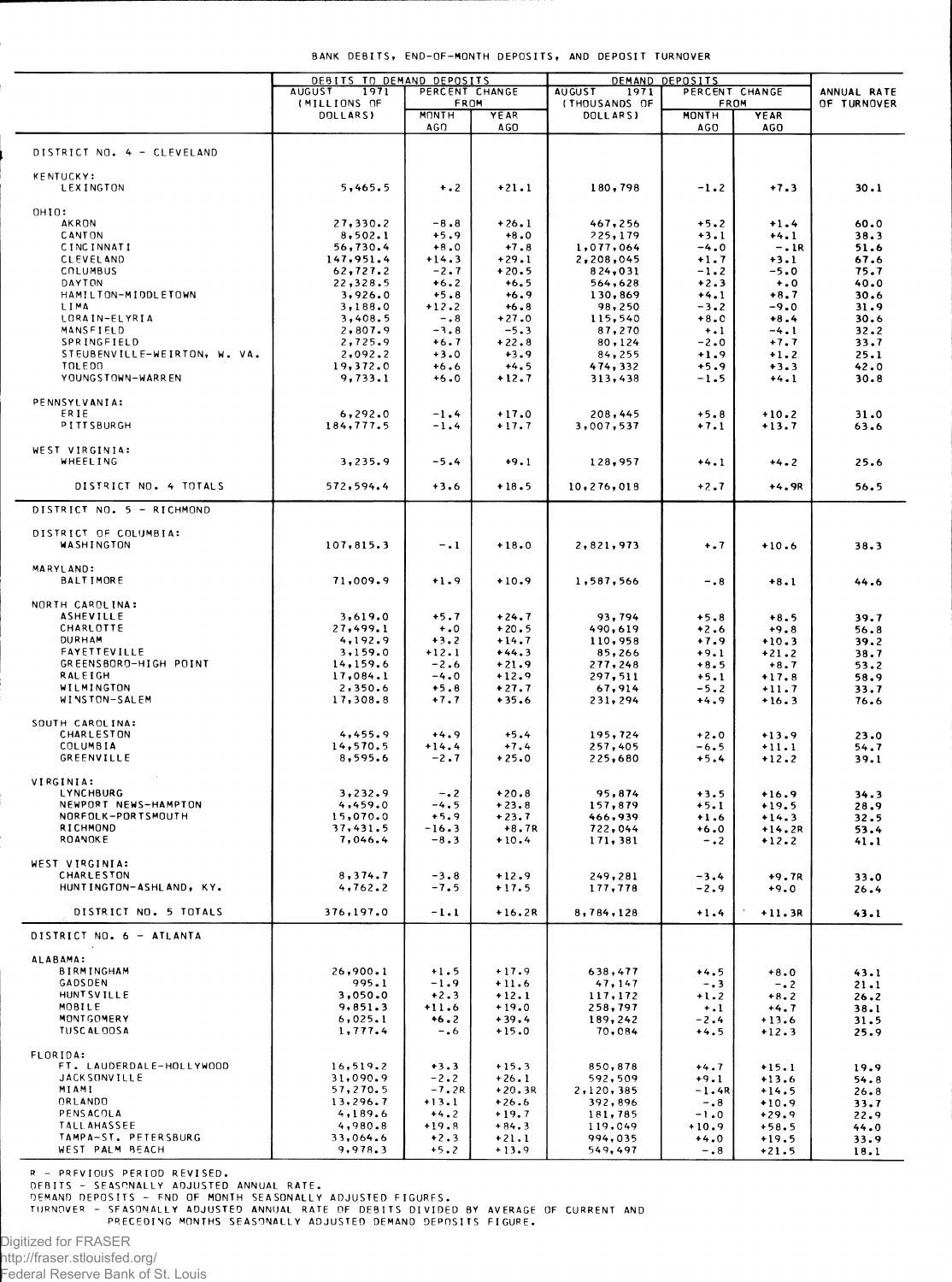BANK DEBITS, END-OF-MONTH DEPOSITS, AND DEPOSIT TURNOVER

| | DEBITS TO DEMAND DEPOSITS | | | DEMAND DEPOSITS | | | |
|---|---|---|---|---|---|---|---|
| | AUGUST 1971 (MILLIONS OF DOLLARS) | PERCENT CHANGE FROM | | AUGUST 1971 (THOUSANDS OF DOLLARS) | PERCENT CHANGE FROM | | ANNUAL RATE OF TURNOVER |
| | | MONTH AGO | YEAR AGO | | MONTH AGO | YEAR AGO | |
| DISTRICT NO. 4 - CLEVELAND | | | | | | | |
| KENTUCKY: | | | | | | | |
| LEXINGTON | 5,465.5 | +.2 | +21.1 | 180,798 | -1.2 | +7.3 | 30.1 |
| OHIO: | | | | | | | |
| AKRON | 27,330.2 | -8.8 | +26.1 | 467,256 | +5.2 | +1.4 | 60.0 |
| CANTON | 8,502.1 | +5.9 | +8.0 | 225,179 | +3.1 | +4.1 | 38.3 |
| CINCINNATI | 56,730.4 | +8.0 | +7.8 | 1,077,064 | -4.0 | -.1R | 51.6 |
| CLEVELAND | 147,951.4 | +14.3 | +29.1 | 2,208,045 | +1.7 | +3.1 | 67.6 |
| COLUMBUS | 62,727.2 | -2.7 | +20.5 | 824,031 | -1.2 | -5.0 | 75.7 |
| DAYTON | 22,328.5 | +6.2 | +6.5 | 564,628 | +2.3 | +.0 | 40.0 |
| HAMILTON-MIDDLETOWN | 3,926.0 | +5.8 | +6.9 | 130,869 | +4.1 | +8.7 | 30.6 |
| LIMA | 3,188.0 | +12.2 | +6.8 | 98,250 | -3.2 | -9.0 | 31.9 |
| LORAIN-ELYRIA | 3,408.5 | -.8 | +27.0 | 115,540 | +8.0 | +8.4 | 30.6 |
| MANSFIELD | 2,807.9 | -3.8 | -5.3 | 87,270 | +.1 | -4.1 | 32.2 |
| SPRINGFIELD | 2,725.9 | +6.7 | +22.8 | 80,124 | -2.0 | +7.7 | 33.7 |
| STEUBENVILLE-WEIRTON, W. VA. | 2,092.2 | +3.0 | +3.9 | 84,255 | +1.9 | +1.2 | 25.1 |
| TOLEDO | 19,372.0 | +6.6 | +4.5 | 474,332 | +5.9 | +3.3 | 42.0 |
| YOUNGSTOWN-WARREN | 9,733.1 | +6.0 | +12.7 | 313,438 | -1.5 | +4.1 | 30.8 |
| PENNSYLVANIA: | | | | | | | |
| ERIE | 6,292.0 | -1.4 | +17.0 | 208,445 | +5.8 | +10.2 | 31.0 |
| PITTSBURGH | 184,777.5 | -1.4 | +17.7 | 3,007,537 | +7.1 | +13.7 | 63.6 |
| WEST VIRGINIA: | | | | | | | |
| WHEELING | 3,235.9 | -5.4 | +9.1 | 128,957 | +4.1 | +4.2 | 25.6 |
| DISTRICT NO. 4 TOTALS | 572,594.4 | +3.6 | +18.5 | 10,276,018 | +2.7 | +4.9R | 56.5 |
| DISTRICT NO. 5 - RICHMOND | | | | | | | |
| DISTRICT OF COLUMBIA: | | | | | | | |
| WASHINGTON | 107,815.3 | -.1 | +18.0 | 2,821,973 | +.7 | +10.6 | 38.3 |
| MARYLAND: | | | | | | | |
| BALTIMORE | 71,009.9 | +1.9 | +10.9 | 1,587,566 | -.8 | +8.1 | 44.6 |
| NORTH CAROLINA: | | | | | | | |
| ASHEVILLE | 3,619.0 | +5.7 | +24.7 | 93,794 | +5.8 | +8.5 | 39.7 |
| CHARLOTTE | 27,499.1 | +.0 | +20.5 | 490,619 | +2.6 | +9.8 | 56.8 |
| DURHAM | 4,192.9 | +3.2 | +14.7 | 110,958 | +7.9 | +10.3 | 39.2 |
| FAYETTEVILLE | 3,159.0 | +12.1 | +44.3 | 85,266 | +9.1 | +21.2 | 38.7 |
| GREENSBORO-HIGH POINT | 14,159.6 | -2.6 | +21.9 | 277,248 | +8.5 | +8.7 | 53.2 |
| RALEIGH | 17,084.1 | -4.0 | +12.9 | 297,511 | +5.1 | +17.8 | 58.9 |
| WILMINGTON | 2,350.6 | +5.8 | +27.7 | 67,914 | -5.2 | +11.7 | 33.7 |
| WINSTON-SALEM | 17,308.8 | +7.7 | +35.6 | 231,294 | +4.9 | +16.3 | 76.6 |
| SOUTH CAROLINA: | | | | | | | |
| CHARLESTON | 4,455.9 | +4.9 | +5.4 | 195,724 | +2.0 | +13.9 | 23.0 |
| COLUMBIA | 14,570.5 | +14.4 | +7.4 | 257,405 | -6.5 | +11.1 | 54.7 |
| GREENVILLE | 8,595.6 | -2.7 | +25.0 | 225,680 | +5.4 | +12.2 | 39.1 |
| VIRGINIA: | | | | | | | |
| LYNCHBURG | 3,232.9 | -.2 | +20.8 | 95,874 | +3.5 | +16.9 | 34.3 |
| NEWPORT NEWS-HAMPTON | 4,459.0 | -4.5 | +23.8 | 157,879 | +5.1 | +19.5 | 28.9 |
| NORFOLK-PORTSMOUTH | 15,070.0 | +5.9 | +23.7 | 466,939 | +1.6 | +14.3 | 32.5 |
| RICHMOND | 37,431.5 | -16.3 | +8.7R | 722,044 | +6.0 | +14.2R | 53.4 |
| ROANOKE | 7,046.4 | -8.3 | +10.4 | 171,381 | -.2 | +12.2 | 41.1 |
| WEST VIRGINIA: | | | | | | | |
| CHARLESTON | 8,374.7 | -3.8 | +12.9 | 249,281 | -3.4 | +9.7R | 33.0 |
| HUNTINGTON-ASHLAND, KY. | 4,762.2 | -7.5 | +17.5 | 177,778 | -2.9 | +9.0 | 26.4 |
| DISTRICT NO. 5 TOTALS | 376,197.0 | -1.1 | +16.2R | 8,784,128 | +1.4 | +11.3R | 43.1 |
| DISTRICT NO. 6 - ATLANTA | | | | | | | |
| ALABAMA: | | | | | | | |
| BIRMINGHAM | 26,900.1 | +1.5 | +17.9 | 638,477 | +4.5 | +8.0 | 43.1 |
| GADSDEN | 995.1 | -1.9 | +11.6 | 47,147 | -.3 | -.2 | 21.1 |
| HUNTSVILLE | 3,050.0 | +2.3 | +12.1 | 117,172 | +1.2 | +8.2 | 26.2 |
| MOBILE | 9,851.3 | +11.6 | +19.0 | 258,797 | +.1 | +4.7 | 38.1 |
| MONTGOMERY | 6,025.1 | +6.2 | +39.4 | 189,242 | -2.4 | +13.6 | 31.5 |
| TUSCALOOSA | 1,777.4 | -.6 | +15.0 | 70,084 | +4.5 | +12.3 | 25.9 |
| FLORIDA: | | | | | | | |
| FT. LAUDERDALE-HOLLYWOOD | 16,519.2 | +3.3 | +15.3 | 850,878 | +4.7 | +15.1 | 19.9 |
| JACKSONVILLE | 31,090.9 | -2.2 | +26.1 | 592,509 | +9.1 | +13.6 | 54.8 |
| MIAMI | 57,270.5 | -7.2R | +20.3R | 2,120,385 | -1.4R | +14.5 | 26.8 |
| ORLANDO | 13,296.7 | +13.1 | +26.6 | 392,896 | -.8 | +10.9 | 33.7 |
| PENSACOLA | 4,189.6 | +4.2 | +19.7 | 181,785 | -1.0 | +29.9 | 22.9 |
| TALLAHASSEE | 4,980.8 | +19.8 | +84.3 | 119,049 | +10.9 | +58.5 | 44.0 |
| TAMPA-ST. PETERSBURG | 33,064.6 | +2.3 | +21.1 | 994,035 | +4.0 | +19.5 | 33.9 |
| WEST PALM BEACH | 9,978.3 | +5.2 | +13.9 | 549,497 | -.8 | +21.5 | 18.1 |

R - PREVIOUS PERIOD REVISED.
DEBITS - SEASONALLY ADJUSTED ANNUAL RATE.
DEMAND DEPOSITS - END OF MONTH SEASONALLY ADJUSTED FIGURES.
TURNOVER - SEASONALLY ADJUSTED ANNUAL RATE OF DEBITS DIVIDED BY AVERAGE OF CURRENT AND PRECEDING MONTHS SEASONALLY ADJUSTED DEMAND DEPOSITS FIGURE.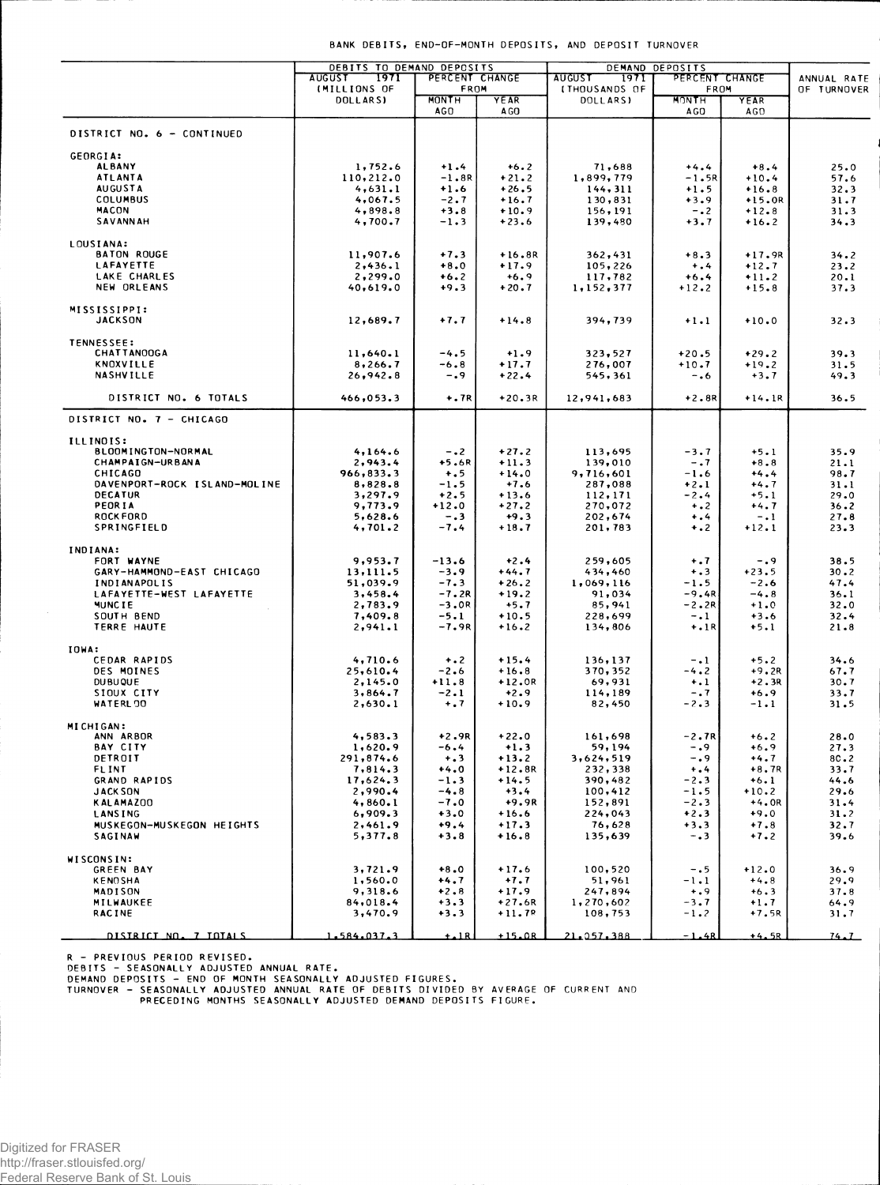BANK DEBITS, END-OF-MONTH DEPOSITS, AND DEPOSIT TURNOVER

| | DEBITS TO DEMAND DEPOSITS | | | DEMAND DEPOSITS | | | ANNUAL RATE OF TURNOVER |
|---|---|---|---|---|---|---|---|
| | AUGUST 1971 (MILLIONS OF DOLLARS) | PERCENT CHANGE FROM | | AUGUST 1971 (THOUSANDS OF DOLLARS) | PERCENT CHANGE FROM | | |
| | | MONTH AGO | YEAR AGO | | MONTH AGO | YEAR AGO | |
| DISTRICT NO. 6 - CONTINUED | | | | | | | |
| GEORGIA: | | | | | | | |
| ALBANY | 1,752.6 | +1.4 | +6.2 | 71,688 | +4.4 | +8.4 | 25.0 |
| ATLANTA | 110,212.0 | -1.8R | +21.2 | 1,899,779 | -1.5R | +10.4 | 57.6 |
| AUGUSTA | 4,631.1 | +1.6 | +26.5 | 144,311 | +1.5 | +16.8 | 32.3 |
| COLUMBUS | 4,067.5 | -2.7 | +16.7 | 130,831 | +3.9 | +15.0R | 31.7 |
| MACON | 4,898.8 | +3.8 | +10.9 | 156,191 | -.2 | +12.8 | 31.3 |
| SAVANNAH | 4,700.7 | -1.3 | +23.6 | 139,480 | +3.7 | +16.2 | 34.3 |
| LOUSIANA: | | | | | | | |
| BATON ROUGE | 11,907.6 | +7.3 | +16.8R | 362,431 | +8.3 | +17.9R | 34.2 |
| LAFAYETTE | 2,436.1 | +8.0 | +17.9 | 105,226 | +.4 | +12.7 | 23.2 |
| LAKE CHARLES | 2,299.0 | +6.2 | +6.9 | 117,782 | +6.4 | +11.2 | 20.1 |
| NEW ORLEANS | 40,619.0 | +9.3 | +20.7 | 1,152,377 | +12.2 | +15.8 | 37.3 |
| MISSISSIPPI: | | | | | | | |
| JACKSON | 12,689.7 | +7.7 | +14.8 | 394,739 | +1.1 | +10.0 | 32.3 |
| TENNESSEE: | | | | | | | |
| CHATTANOOGA | 11,640.1 | -4.5 | +1.9 | 323,527 | +20.5 | +29.2 | 39.3 |
| KNOXVILLE | 8,266.7 | -6.8 | +17.7 | 276,007 | +10.7 | +19.2 | 31.5 |
| NASHVILLE | 26,942.8 | -.9 | +22.4 | 545,361 | -.6 | +3.7 | 49.3 |
| DISTRICT NO. 6 TOTALS | 466,053.3 | +.7R | +20.3R | 12,941,683 | +2.8R | +14.1R | 36.5 |
| DISTRICT NO. 7 - CHICAGO | | | | | | | |
| ILLINOIS: | | | | | | | |
| BLOOMINGTON-NORMAL | 4,164.6 | -.2 | +27.2 | 113,695 | -3.7 | +5.1 | 35.9 |
| CHAMPAIGN-URBANA | 2,943.4 | +5.6R | +11.3 | 139,010 | -.7 | +8.8 | 21.1 |
| CHICAGO | 966,833.3 | +.5 | +14.0 | 9,716,601 | -1.6 | +4.4 | 98.7 |
| DAVENPORT-ROCK ISLAND-MOLINE | 8,828.8 | -1.5 | +7.6 | 287,088 | +2.1 | +4.7 | 31.1 |
| DECATUR | 3,297.9 | +2.5 | +13.6 | 112,171 | -2.4 | +5.1 | 29.0 |
| PEORIA | 9,773.9 | +12.0 | +27.2 | 270,072 | +.2 | +4.7 | 36.2 |
| ROCKFORD | 5,628.6 | -.3 | +9.3 | 202,674 | +.4 | -.1 | 27.8 |
| SPRINGFIELD | 4,701.2 | -7.4 | +18.7 | 201,783 | +.2 | +12.1 | 23.3 |
| INDIANA: | | | | | | | |
| FORT WAYNE | 9,953.7 | -13.6 | +2.4 | 259,605 | +.7 | -.9 | 38.5 |
| GARY-HAMMOND-EAST CHICAGO | 13,111.5 | -3.9 | +44.7 | 434,460 | +.3 | +23.5 | 30.2 |
| INDIANAPOLIS | 51,039.9 | -7.3 | +26.2 | 1,069,116 | -1.5 | -2.6 | 47.4 |
| LAFAYETTE-WEST LAFAYETTE | 3,458.4 | -7.2R | +19.2 | 91,034 | -9.4R | -4.8 | 36.1 |
| MUNCIE | 2,783.9 | -3.0R | +5.7 | 85,941 | -2.2R | +1.0 | 32.0 |
| SOUTH BEND | 7,409.8 | -5.1 | +10.5 | 228,699 | -.1 | +3.6 | 32.4 |
| TERRE HAUTE | 2,941.1 | -7.9R | +16.2 | 134,806 | +.1R | +5.1 | 21.8 |
| IOWA: | | | | | | | |
| CEDAR RAPIDS | 4,710.6 | +.2 | +15.4 | 136,137 | -.1 | +5.2 | 34.6 |
| DES MOINES | 25,610.4 | -2.6 | +16.8 | 370,352 | -4.2 | +9.2R | 67.7 |
| DUBUQUE | 2,145.0 | +11.8 | +12.0R | 69,931 | +.1 | +2.3R | 30.7 |
| SIOUX CITY | 3,864.7 | -2.1 | +2.9 | 114,189 | -.7 | +6.9 | 33.7 |
| WATERLOO | 2,630.1 | +.7 | +10.9 | 82,450 | -2.3 | -1.1 | 31.5 |
| MICHIGAN: | | | | | | | |
| ANN ARBOR | 4,583.3 | +2.9R | +22.0 | 161,698 | -2.7R | +6.2 | 28.0 |
| BAY CITY | 1,620.9 | -6.4 | +1.3 | 59,194 | -.9 | +6.9 | 27.3 |
| DETROIT | 291,874.6 | +.3 | +13.2 | 3,624,519 | -.9 | +4.7 | 80.2 |
| FLINT | 7,814.3 | +4.0 | +12.8R | 232,338 | +.4 | +8.7R | 33.7 |
| GRAND RAPIDS | 17,624.3 | -1.3 | +14.5 | 390,482 | -2.3 | +6.1 | 44.6 |
| JACKSON | 2,990.4 | -4.8 | +3.4 | 100,412 | -1.5 | +10.2 | 29.6 |
| KALAMAZOO | 4,860.1 | -7.0 | +9.9R | 152,891 | -2.3 | +4.0R | 31.4 |
| LANSING | 6,909.3 | +3.0 | +16.6 | 224,043 | +2.3 | +9.0 | 31.2 |
| MUSKEGON-MUSKEGON HEIGHTS | 2,461.9 | +9.4 | +17.3 | 76,628 | +3.3 | +7.8 | 32.7 |
| SAGINAW | 5,377.8 | +3.8 | +16.8 | 135,639 | -.3 | +7.2 | 39.6 |
| WISCONSIN: | | | | | | | |
| GREEN BAY | 3,721.9 | +8.0 | +17.6 | 100,520 | -.5 | +12.0 | 36.9 |
| KENOSHA | 1,560.0 | +4.7 | +7.7 | 51,961 | -1.1 | +4.8 | 29.9 |
| MADISON | 9,318.6 | +2.8 | +17.9 | 247,894 | +.9 | +6.3 | 37.8 |
| MILWAUKEE | 84,018.4 | +3.3 | +27.6R | 1,270,602 | -3.7 | +1.7 | 64.9 |
| RACINE | 3,470.9 | +3.3 | +11.7R | 108,753 | -1.2 | +7.5R | 31.7 |
| DISTRICT NO. 7 TOTALS | 1,584,037.3 | +.1R | +15.0R | 21,057,388 | -1.4R | +4.5R | 74.7 |

R - PREVIOUS PERIOD REVISED.
DEBITS - SEASONALLY ADJUSTED ANNUAL RATE.
DEMAND DEPOSITS - END OF MONTH SEASONALLY ADJUSTED FIGURES.
TURNOVER - SEASONALLY ADJUSTED ANNUAL RATE OF DEBITS DIVIDED BY AVERAGE OF CURRENT AND PRECEDING MONTHS SEASONALLY ADJUSTED DEMAND DEPOSITS FIGURE.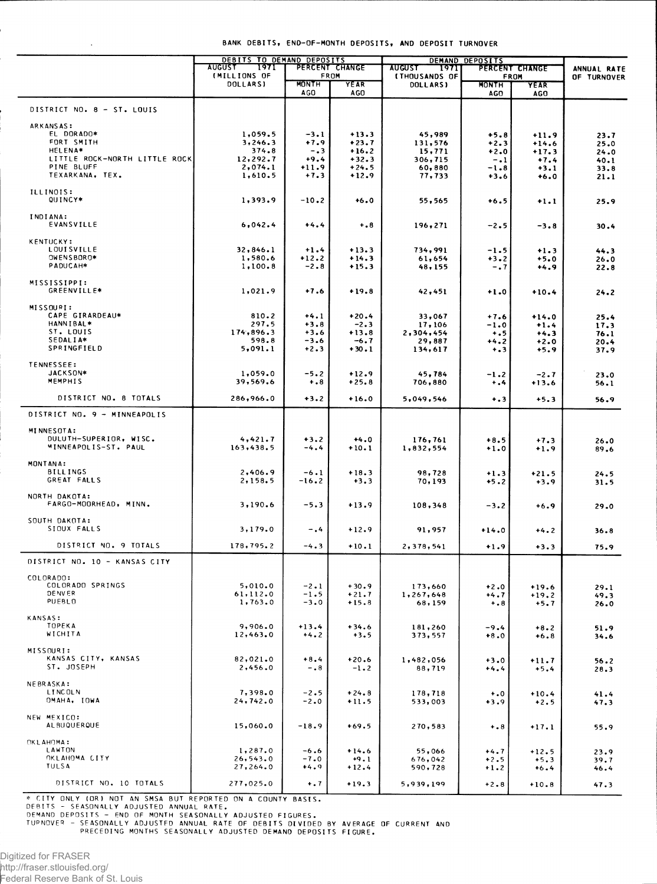BANK DEBITS, END-OF-MONTH DEPOSITS, AND DEPOSIT TURNOVER

| | DEBITS TO DEMAND DEPOSITS | | | DEMAND DEPOSITS | | | ANNUAL RATE OF TURNOVER |
|---|---|---|---|---|---|---|---|
| | AUGUST 1971 (MILLIONS OF DOLLARS) | PERCENT CHANGE FROM | | AUGUST 1971 (THOUSANDS OF DOLLARS) | PERCENT CHANGE FROM | | |
| | | MONTH AGO | YEAR AGO | | MONTH AGO | YEAR AGO | |
| DISTRICT NO. 8 - ST. LOUIS | | | | | | | |
| ARKANSAS: | | | | | | | |
| EL DORADO* | 1,059.5 | -3.1 | +13.3 | 45,989 | +5.8 | +11.9 | 23.7 |
| FORT SMITH | 3,246.3 | +7.9 | +23.7 | 131,576 | +2.3 | +14.6 | 25.0 |
| HELENA* | 374.8 | -.3 | +16.2 | 15,771 | +2.0 | +17.3 | 24.0 |
| LITTLE ROCK-NORTH LITTLE ROCK | 12,292.7 | +9.4 | +32.3 | 306,715 | -.1 | +7.4 | 40.1 |
| PINE BLUFF | 2,074.1 | +11.9 | +24.5 | 60,880 | -1.8 | +3.1 | 33.8 |
| TEXARKANA, TEX. | 1,610.5 | +7.3 | +12.9 | 77,733 | +3.6 | +6.0 | 21.1 |
| ILLINOIS: | | | | | | | |
| QUINCY* | 1,393.9 | -10.2 | +6.0 | 55,565 | +6.5 | +1.1 | 25.9 |
| INDIANA: | | | | | | | |
| EVANSVILLE | 6,042.4 | +4.4 | +.8 | 196,271 | -2.5 | -3.8 | 30.4 |
| KENTUCKY: | | | | | | | |
| LOUISVILLE | 32,846.1 | +1.4 | +13.3 | 734,991 | -1.5 | +1.3 | 44.3 |
| OWENSBORO* | 1,580.6 | +12.2 | +14.3 | 61,654 | +3.2 | +5.0 | 26.0 |
| PADUCAH* | 1,100.8 | -2.8 | +15.3 | 48,155 | -.7 | +4.9 | 22.8 |
| MISSISSIPPI: | | | | | | | |
| GREENVILLE* | 1,021.9 | +7.6 | +19.8 | 42,451 | +1.0 | +10.4 | 24.2 |
| MISSOURI: | | | | | | | |
| CAPE GIRARDEAU* | 810.2 | +4.1 | +20.4 | 33,067 | +7.6 | +14.0 | 25.4 |
| HANNIBAL* | 297.5 | +3.8 | -2.3 | 17,106 | -1.0 | +1.4 | 17.3 |
| ST. LOUIS | 174,896.3 | +3.6 | +13.8 | 2,304,454 | +.5 | +4.3 | 76.1 |
| SEDALIA* | 598.8 | -3.6 | -6.7 | 29,887 | +4.2 | +2.0 | 20.4 |
| SPRINGFIELD | 5,091.1 | +2.3 | +30.1 | 134,617 | +.3 | +5.9 | 37.9 |
| TENNESSEE: | | | | | | | |
| JACKSON* | 1,059.0 | -5.2 | +12.9 | 45,784 | -1.2 | -2.7 | 23.0 |
| MEMPHIS | 39,569.6 | +.8 | +25.8 | 706,880 | +.4 | +13.6 | 56.1 |
| DISTRICT NO. 8 TOTALS | 286,966.0 | +3.2 | +16.0 | 5,049,546 | +.3 | +5.3 | 56.9 |
| DISTRICT NO. 9 - MINNEAPOLIS | | | | | | | |
| MINNESOTA: | | | | | | | |
| DULUTH-SUPERIOR, WISC. | 4,421.7 | +3.2 | +4.0 | 176,761 | +8.5 | +7.3 | 26.0 |
| MINNEAPOLIS-ST. PAUL | 163,438.5 | -4.4 | +10.1 | 1,832,554 | +1.0 | +1.9 | 89.6 |
| MONTANA: | | | | | | | |
| BILLINGS | 2,406.9 | -6.1 | +18.3 | 98,728 | +1.3 | +21.5 | 24.5 |
| GREAT FALLS | 2,158.5 | -16.2 | +3.3 | 70,193 | +5.2 | +3.9 | 31.5 |
| NORTH DAKOTA: | | | | | | | |
| FARGO-MOORHEAD, MINN. | 3,190.6 | -5.3 | +13.9 | 108,348 | -3.2 | +6.9 | 29.0 |
| SOUTH DAKOTA: | | | | | | | |
| SIOUX FALLS | 3,179.0 | -.4 | +12.9 | 91,957 | +14.0 | +4.2 | 36.8 |
| DISTRICT NO. 9 TOTALS | 178,795.2 | -4.3 | +10.1 | 2,378,541 | +1.9 | +3.3 | 75.9 |
| DISTRICT NO. 10 - KANSAS CITY | | | | | | | |
| COLORADO: | | | | | | | |
| COLORADO SPRINGS | 5,010.0 | -2.1 | +30.9 | 173,660 | +2.0 | +19.6 | 29.1 |
| DENVER | 61,112.0 | -1.5 | +21.7 | 1,267,648 | +4.7 | +19.2 | 49.3 |
| PUEBLO | 1,763.0 | -3.0 | +15.8 | 68,159 | +.8 | +5.7 | 26.0 |
| KANSAS: | | | | | | | |
| TOPEKA | 9,906.0 | +13.4 | +34.6 | 181,260 | -9.4 | +8.2 | 51.9 |
| WICHITA | 12,463.0 | +4.2 | +3.5 | 373,557 | +8.0 | +6.8 | 34.6 |
| MISSOURI: | | | | | | | |
| KANSAS CITY, KANSAS | 82,021.0 | +8.4 | +20.6 | 1,482,056 | +3.0 | +11.7 | 56.2 |
| ST. JOSEPH | 2,456.0 | -.8 | -1.2 | 88,719 | +4.4 | +5.4 | 28.3 |
| NEBRASKA: | | | | | | | |
| LINCOLN | 7,398.0 | -2.5 | +24.8 | 178,718 | +.0 | +10.4 | 41.4 |
| OMAHA, IOWA | 24,742.0 | -2.0 | +11.5 | 533,003 | +3.9 | +2.5 | 47.3 |
| NEW MEXICO: | | | | | | | |
| ALBUQUERQUE | 15,060.0 | -18.9 | +69.5 | 270,583 | +.8 | +17.1 | 55.9 |
| OKLAHOMA: | | | | | | | |
| LAWTON | 1,287.0 | -6.6 | +14.6 | 55,066 | +4.7 | +12.5 | 23.9 |
| OKLAHOMA CITY | 26,543.0 | -7.0 | +9.1 | 676,042 | +2.5 | +5.3 | 39.7 |
| TULSA | 27,264.0 | +4.9 | +12.4 | 590,728 | +1.2 | +6.4 | 46.4 |
| DISTRICT NO. 10 TOTALS | 277,025.0 | +.7 | +19.3 | 5,939,199 | +2.8 | +10.8 | 47.3 |

* CITY ONLY (OR) NOT AN SMSA BUT REPORTED ON A COUNTY BASIS.
DEBITS - SEASONALLY ADJUSTED ANNUAL RATE.
DEMAND DEPOSITS - END OF MONTH SEASONALLY ADJUSTED FIGURES.
TURNOVER - SEASONALLY ADJUSTED ANNUAL RATE OF DEBITS DIVIDED BY AVERAGE OF CURRENT AND PRECEDING MONTHS SEASONALLY ADJUSTED DEMAND DEPOSITS FIGURE.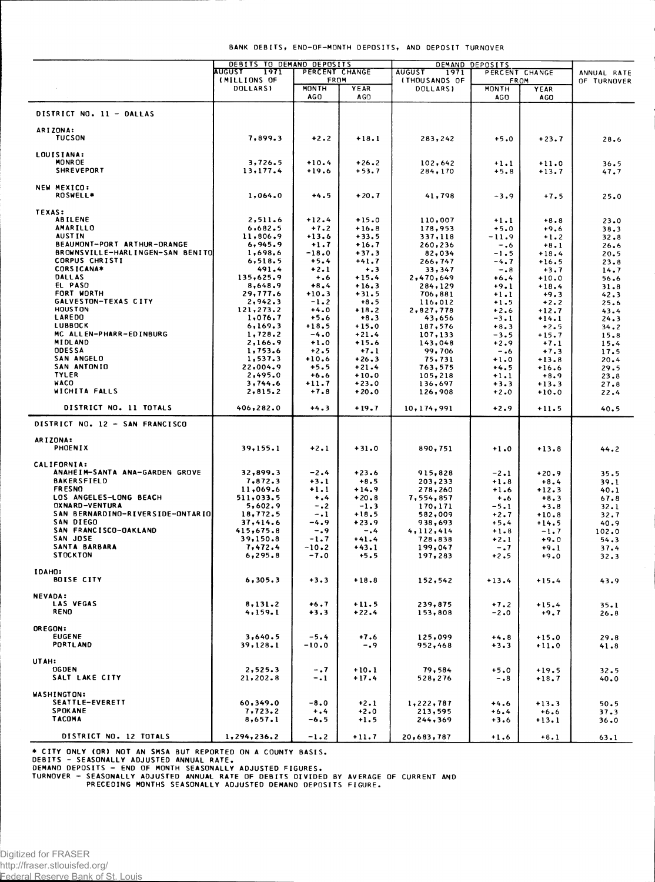BANK DEBITS, END-OF-MONTH DEPOSITS, AND DEPOSIT TURNOVER

| | DEBITS TO DEMAND DEPOSITS | | | DEMAND DEPOSITS | | | ANNUAL RATE OF TURNOVER |
|---|---|---|---|---|---|---|---|
| | AUGUST 1971 (MILLIONS OF DOLLARS) | PERCENT CHANGE FROM | | AUGUST 1971 (THOUSANDS OF DOLLARS) | PERCENT CHANGE FROM | | |
| | | MONTH AGO | YEAR AGO | | MONTH AGO | YEAR AGO | |
| **DISTRICT NO. 11 - DALLAS** | | | | | | | |
| ARIZONA: | | | | | | | |
| TUCSON | 7,899.3 | +2.2 | +18.1 | 283,242 | +5.0 | +23.7 | 28.6 |
| LOUISIANA: | | | | | | | |
| MONROE | 3,726.5 | +10.4 | +26.2 | 102,642 | +1.1 | +11.0 | 36.5 |
| SHREVEPORT | 13,177.4 | +19.6 | +53.7 | 284,170 | +5.8 | +13.7 | 47.7 |
| NEW MEXICO: | | | | | | | |
| ROSWELL* | 1,064.0 | +4.5 | +20.7 | 41,798 | -3.9 | +7.5 | 25.0 |
| TEXAS: | | | | | | | |
| ABILENE | 2,511.6 | +12.4 | +15.0 | 110,007 | +1.1 | +8.8 | 23.0 |
| AMARILLO | 6,682.5 | +7.2 | +16.8 | 178,953 | +5.0 | +9.6 | 38.3 |
| AUSTIN | 11,806.9 | +13.6 | +33.5 | 337,118 | -11.9 | +1.2 | 32.8 |
| BEAUMONT-PORT ARTHUR-ORANGE | 6,945.9 | +1.7 | +16.7 | 260,236 | -.6 | +8.1 | 26.6 |
| BROWNSVILLE-HARLINGEN-SAN BENITO | 1,698.6 | -18.0 | +37.3 | 82,034 | -1.5 | +18.4 | 20.5 |
| CORPUS CHRISTI | 6,518.5 | +5.4 | +41.7 | 266,747 | -4.7 | +16.5 | 23.8 |
| CORSICANA* | 491.4 | +2.1 | +.3 | 33,347 | -.8 | +3.7 | 14.7 |
| DALLAS | 135,625.9 | +.6 | +15.4 | 2,470,649 | +6.4 | +10.0 | 56.6 |
| EL PASO | 8,648.9 | +8.4 | +16.3 | 284,129 | +9.1 | +18.4 | 31.8 |
| FORT WORTH | 29,777.6 | +10.3 | +31.5 | 706,881 | +1.1 | +9.3 | 42.3 |
| GALVESTON-TEXAS CITY | 2,942.3 | -1.2 | +8.5 | 116,012 | +1.5 | +2.2 | 25.6 |
| HOUSTON | 121,273.2 | +4.0 | +18.2 | 2,827,778 | +2.6 | +12.7 | 43.4 |
| LAREDO | 1,076.7 | +5.6 | +8.3 | 43,656 | -3.1 | +14.1 | 24.3 |
| LUBBOCK | 6,169.3 | +18.5 | +15.0 | 187,576 | +8.3 | +2.5 | 34.2 |
| MC ALLEN-PHARR-EDINBURG | 1,728.2 | -4.0 | +21.4 | 107,133 | -3.5 | +15.7 | 15.8 |
| MIDLAND | 2,166.9 | +1.0 | +15.6 | 143,048 | +2.9 | +7.1 | 15.4 |
| ODESSA | 1,753.6 | +2.5 | +7.1 | 99,706 | -.6 | +7.3 | 17.5 |
| SAN ANGELO | 1,537.3 | +10.6 | +26.3 | 75,731 | +1.0 | +13.8 | 20.4 |
| SAN ANTONIO | 22,004.9 | +5.5 | +21.4 | 763,575 | +4.5 | +16.6 | 29.5 |
| TYLER | 2,495.0 | +6.6 | +10.0 | 105,218 | +1.1 | +8.9 | 23.8 |
| WACO | 3,744.6 | +11.7 | +23.0 | 136,697 | +3.3 | +13.3 | 27.8 |
| WICHITA FALLS | 2,815.2 | +7.8 | +20.0 | 126,908 | +2.0 | +10.0 | 22.4 |
| DISTRICT NO. 11 TOTALS | 406,282.0 | +4.3 | +19.7 | 10,174,991 | +2.9 | +11.5 | 40.5 |
| **DISTRICT NO. 12 - SAN FRANCISCO** | | | | | | | |
| ARIZONA: | | | | | | | |
| PHOENIX | 39,155.1 | +2.1 | +31.0 | 890,751 | +1.0 | +13.8 | 44.2 |
| CALIFORNIA: | | | | | | | |
| ANAHEIM-SANTA ANA-GARDEN GROVE | 32,899.3 | -2.4 | +23.6 | 915,828 | -2.1 | +20.9 | 35.5 |
| BAKERSFIELD | 7,872.3 | +3.1 | +8.5 | 203,233 | +1.8 | +8.4 | 39.1 |
| FRESNO | 11,069.6 | +1.1 | +14.9 | 278,260 | +1.6 | +12.3 | 40.1 |
| LOS ANGELES-LONG BEACH | 511,033.5 | +.4 | +20.8 | 7,554,857 | +.6 | +8.3 | 67.8 |
| OXNARD-VENTURA | 5,602.9 | -.2 | -1.3 | 170,171 | -5.1 | +3.8 | 32.1 |
| SAN BERNARDINO-RIVERSIDE-ONTARIO | 18,772.5 | -.1 | +18.5 | 582,009 | +2.7 | +10.8 | 32.7 |
| SAN DIEGO | 37,414.6 | -4.9 | +23.9 | 938,693 | +5.4 | +14.5 | 40.9 |
| SAN FRANCISCO-OAKLAND | 415,675.8 | -.9 | -.4 | 4,112,414 | +1.8 | -1.7 | 102.0 |
| SAN JOSE | 39,150.8 | -1.7 | +41.4 | 728,838 | +2.1 | +9.0 | 54.3 |
| SANTA BARBARA | 7,472.4 | -10.2 | +43.1 | 199,047 | -.7 | +9.1 | 37.4 |
| STOCKTON | 6,295.8 | -7.0 | +5.5 | 197,283 | +2.5 | +9.0 | 32.3 |
| IDAHO: | | | | | | | |
| BOISE CITY | 6,305.3 | +3.3 | +18.8 | 152,542 | +13.4 | +15.4 | 43.9 |
| NEVADA: | | | | | | | |
| LAS VEGAS | 8,131.2 | +6.7 | +11.5 | 239,875 | +7.2 | +15.4 | 35.1 |
| RENO | 4,159.1 | +3.3 | +22.4 | 153,808 | -2.0 | +9.7 | 26.8 |
| OREGON: | | | | | | | |
| EUGENE | 3,640.5 | -5.4 | +7.6 | 125,099 | +4.8 | +15.0 | 29.8 |
| PORTLAND | 39,128.1 | -10.0 | -.9 | 952,468 | +3.3 | +11.0 | 41.8 |
| UTAH: | | | | | | | |
| OGDEN | 2,525.3 | -.7 | +10.1 | 79,584 | +5.0 | +19.5 | 32.5 |
| SALT LAKE CITY | 21,202.8 | -.1 | +17.4 | 528,276 | -.8 | +18.7 | 40.0 |
| WASHINGTON: | | | | | | | |
| SEATTLE-EVERETT | 60,349.0 | -8.0 | +2.1 | 1,222,787 | +4.6 | +13.3 | 50.5 |
| SPOKANE | 7,723.2 | +.4 | +2.0 | 213,595 | +6.4 | +6.6 | 37.3 |
| TACOMA | 8,657.1 | -6.5 | +1.5 | 244,369 | +3.6 | +13.1 | 36.0 |
| DISTRICT NO. 12 TOTALS | 1,294,236.2 | -1.2 | +11.7 | 20,683,787 | +1.6 | +8.1 | 63.1 |

* CITY ONLY (OR) NOT AN SMSA BUT REPORTED ON A COUNTY BASIS.
DEBITS - SEASONALLY ADJUSTED ANNUAL RATE.
DEMAND DEPOSITS - END OF MONTH SEASONALLY ADJUSTED FIGURES.
TURNOVER - SEASONALLY ADJUSTED ANNUAL RATE OF DEBITS DIVIDED BY AVERAGE OF CURRENT AND PRECEDING MONTHS SEASONALLY ADJUSTED DEMAND DEPOSITS FIGURE.